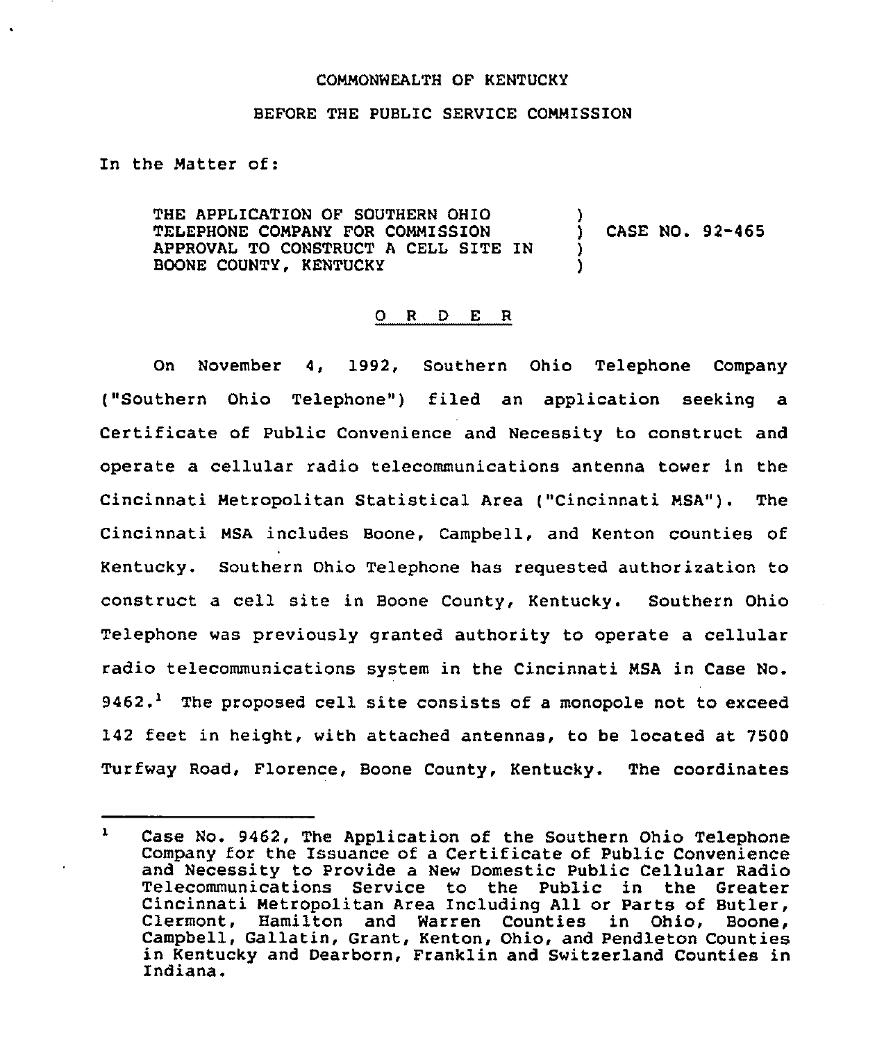COMMONWEALTH OF KENTUCKY

BEFORE THE PUBLIC SERVICE COMMISSION

In the Matter of:

THE APPLICATION OF SOUTHERN OHIO TELEPHONE COMPANY FOR COMMISSION APPROVAL TO CONSTRUCT A CELL SITE IN BOONE COUNTY, KENTUCKY ) CASE NO. 92-465

O R D E R

On November 4, 1992, Southern Ohio Telephone Company ("Southern Ohio Telephone") filed an application seeking a Certificate of Public Convenience and Necessity to construct and operate a cellular radio telecommunications antenna tower in the Cincinnati Metropolitan Statistical Area ("Cincinnati MSA"). The Cincinnati MSA includes Boone, Campbell, and Kenton counties of Kentucky. Southern Ohio Telephone has requested authorization to construct a cell site in Boone County, Kentucky. Southern Ohio Telephone was previously granted authority to operate a cellular radio telecommunications system in the Cincinnati MSA in Case No. 9462.[1] The proposed cell site consists of a monopole not to exceed 142 feet in height, with attached antennas, to be located at 7500 Turfway Road, Florence, Boone County, Kentucky. The coordinates

---

[1] Case No. 9462, The Application of the Southern Ohio Telephone Company for the Issuance of a Certificate of Public Convenience and Necessity to Provide a New Domestic Public Cellular Radio Telecommunications Service to the Public in the Greater Cincinnati Metropolitan Area Including All or Parts of Butler, Clermont, Hamilton and Warren Counties in Ohio, Boone, Campbell, Gallatin, Grant, Kenton, Ohio, and Pendleton Counties in Kentucky and Dearborn, Franklin and Switzerland Counties in Indiana.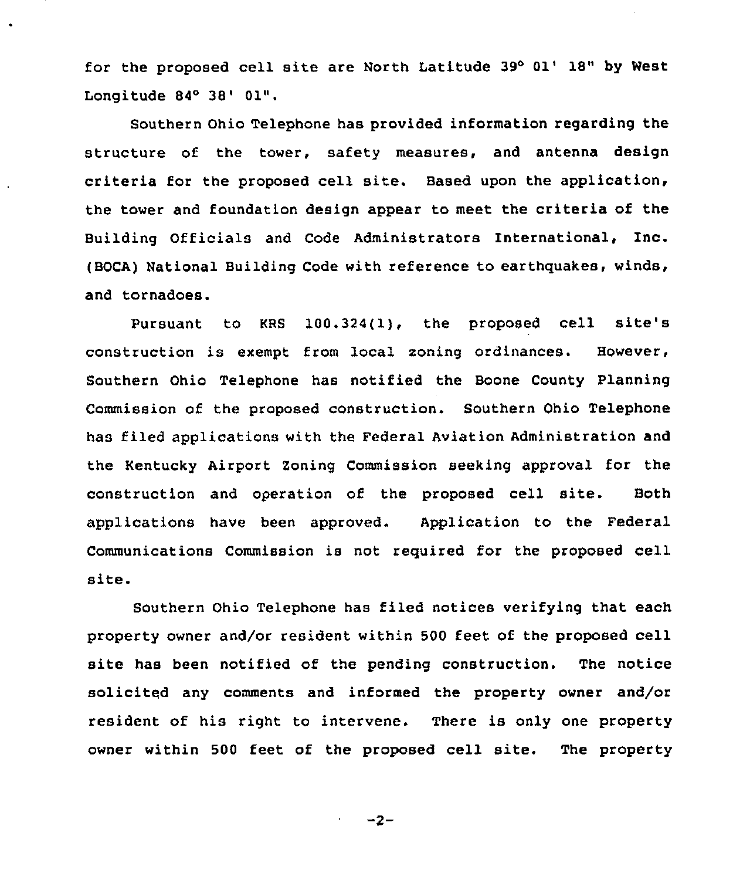for the proposed cell site are North Latitude 39° 01' 18" by West Longitude 84° 38' 01".

Southern Ohio Telephone has provided information regarding the structure of the tower, safety measures, and antenna design criteria for the proposed cell site. Based upon the application, the tower and foundation design appear to meet the criteria of the Building Officials and Code Administrators International, Inc. (BOCA) National Building Code with reference to earthquakes, winds, and tornadoes.

Pursuant to KRS 100.324(1), the proposed cell site's construction is exempt from local zoning ordinances. However, Southern Ohio Telephone has notified the Boone County Planning Commission of the proposed construction. Southern Ohio Telephone has filed applications with the Federal Aviation Administration and the Kentucky Airport Zoning Commission seeking approval for the construction and operation of the proposed cell site. Both applications have been approved. Application to the Federal Communications Commission is not required for the proposed cell site.

Southern Ohio Telephone has filed notices verifying that each property owner and/or resident within 500 feet of the proposed cell site has been notified of the pending construction. The notice solicited any comments and informed the property owner and/or resident of his right to intervene. There is only one property owner within 500 feet of the proposed cell site. The property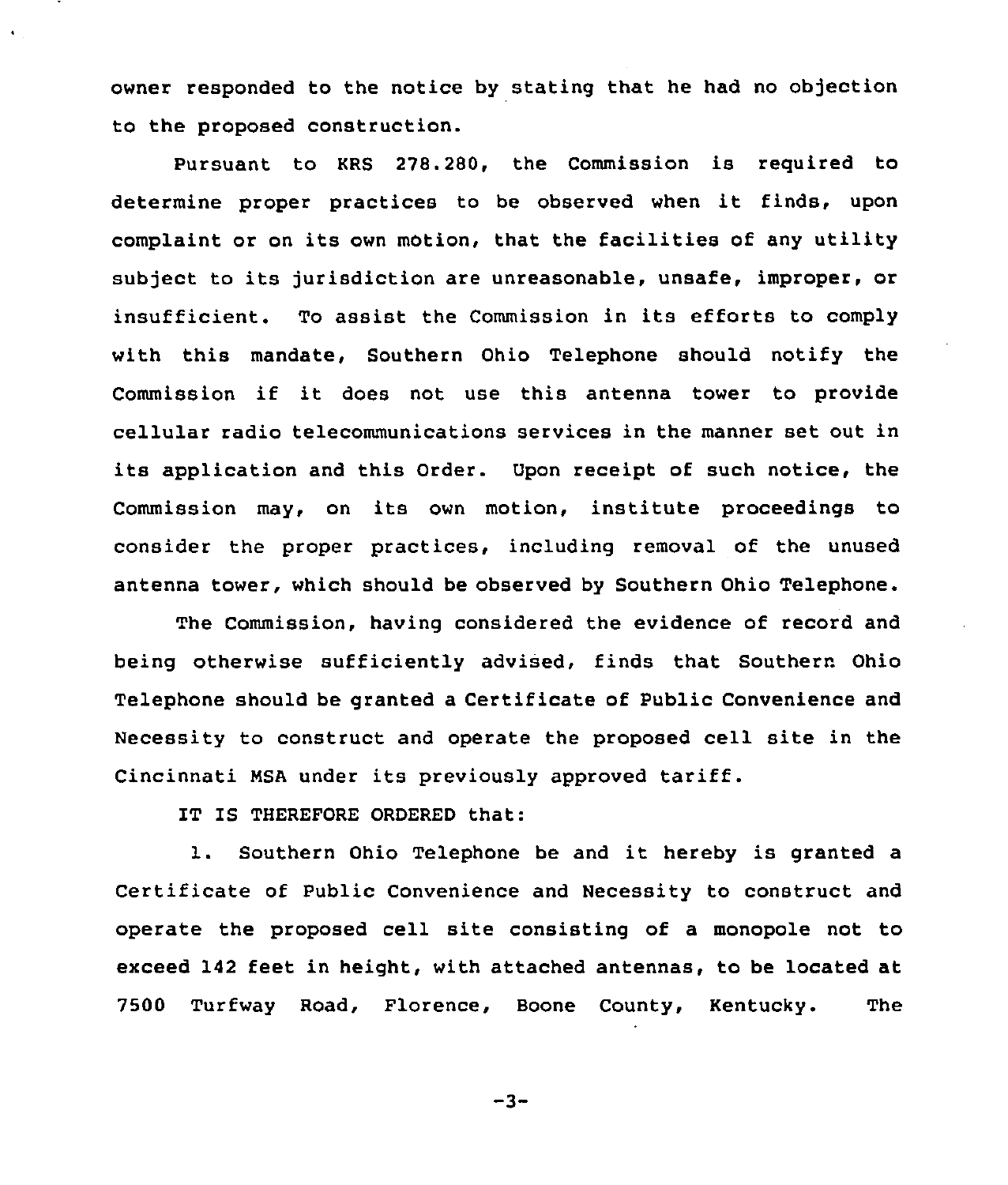owner responded to the notice by stating that he had no objection to the proposed construction.

Pursuant to KRS 278.280, the Commission is required to determine proper practices to be observed when it finds, upon complaint or on its own motion, that the facilities of any utility subject to its jurisdiction are unreasonable, unsafe, improper, or insufficient. To assist the Commission in its efforts to comply with this mandate, Southern Ohio Telephone should notify the Commission if it does not use this antenna tower to provide cellular radio telecommunications services in the manner set out in its application and this Order. Upon receipt of such notice, the Commission may, on its own motion, institute proceedings to consider the proper practices, including removal of the unused antenna tower, which should be observed by Southern Ohio Telephone.

The Commission, having considered the evidence of record and being otherwise sufficiently advised, finds that Southern Ohio Telephone should be granted a Certificate of Public Convenience and Necessity to construct and operate the proposed cell site in the Cincinnati MSA under its previously approved tariff.

IT IS THEREFORE ORDERED that:

1. Southern Ohio Telephone be and it hereby is granted a Certificate of Public Convenience and Necessity to construct and operate the proposed cell site consisting of a monopole not to exceed 142 feet in height, with attached antennas, to be located at 7500 Turfway Road, Florence, Boone County, Kentucky. The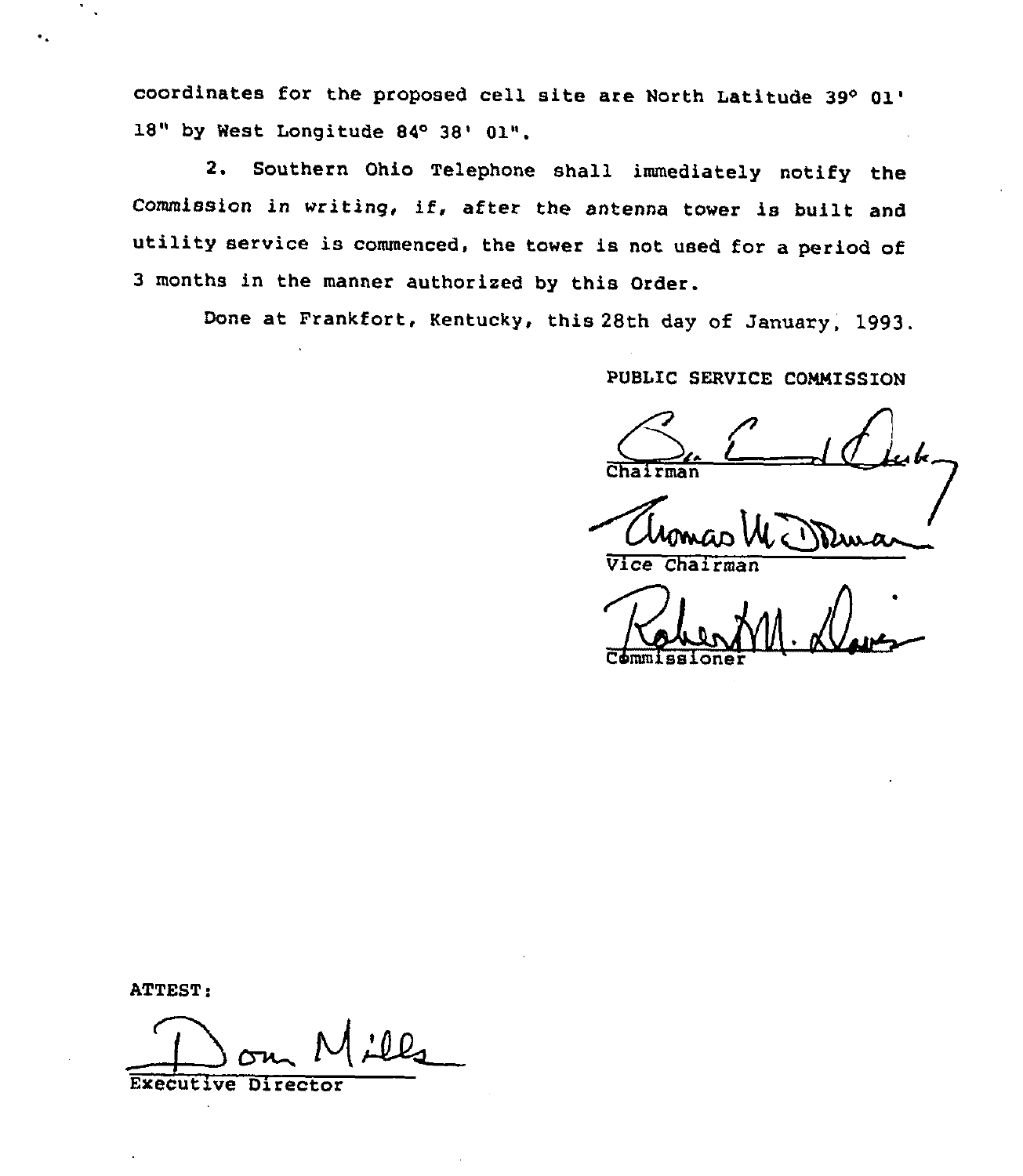coordinates for the proposed cell site are North Latitude 39° 01' 18" by West Longitude 84° 38' 01".

2. Southern Ohio Telephone shall immediately notify the Commission in writing, if, after the antenna tower is built and utility service is commenced, the tower is not used for a period of 3 months in the manner authorized by this Order.

Done at Frankfort, Kentucky, this 28th day of January, 1993.

PUBLIC SERVICE COMMISSION

Chairman

Vice Chairman

Commissioner

ATTEST:

Executive Director